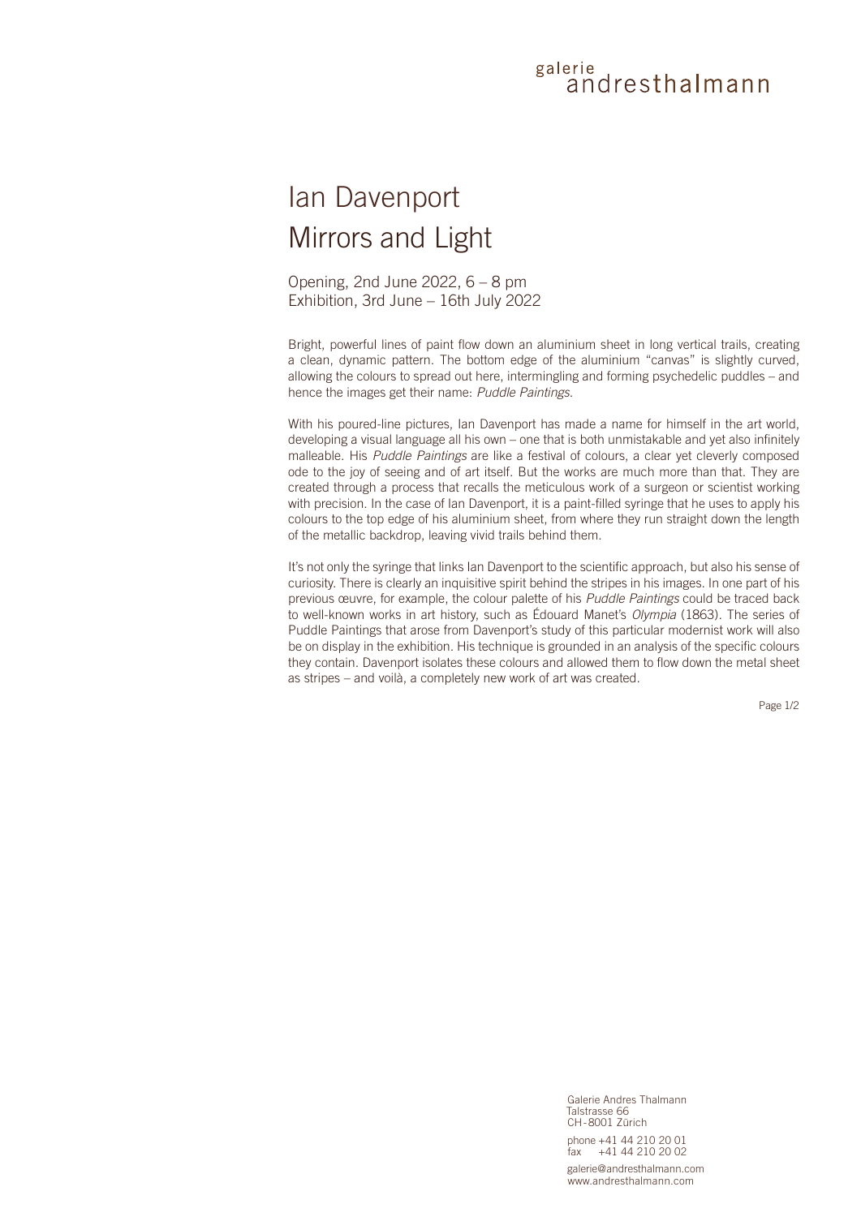galerie andresthalmann

# Ian Davenport
# Mirrors and Light

Opening, 2nd June 2022, 6 – 8 pm
Exhibition, 3rd June – 16th July 2022

Bright, powerful lines of paint flow down an aluminium sheet in long vertical trails, creating a clean, dynamic pattern. The bottom edge of the aluminium "canvas" is slightly curved, allowing the colours to spread out here, intermingling and forming psychedelic puddles – and hence the images get their name: *Puddle Paintings*.

With his poured-line pictures, Ian Davenport has made a name for himself in the art world, developing a visual language all his own – one that is both unmistakable and yet also infinitely malleable. His *Puddle Paintings* are like a festival of colours, a clear yet cleverly composed ode to the joy of seeing and of art itself. But the works are much more than that. They are created through a process that recalls the meticulous work of a surgeon or scientist working with precision. In the case of Ian Davenport, it is a paint-filled syringe that he uses to apply his colours to the top edge of his aluminium sheet, from where they run straight down the length of the metallic backdrop, leaving vivid trails behind them.

It's not only the syringe that links Ian Davenport to the scientific approach, but also his sense of curiosity. There is clearly an inquisitive spirit behind the stripes in his images. In one part of his previous œuvre, for example, the colour palette of his *Puddle Paintings* could be traced back to well-known works in art history, such as Édouard Manet's *Olympia* (1863). The series of Puddle Paintings that arose from Davenport's study of this particular modernist work will also be on display in the exhibition. His technique is grounded in an analysis of the specific colours they contain. Davenport isolates these colours and allowed them to flow down the metal sheet as stripes – and voilà, a completely new work of art was created.

Galerie Andres Thalmann
Talstrasse 66
CH-8001 Zürich

phone +41 44 210 20 01
fax +41 44 210 20 02

galerie@andresthalmann.com
www.andresthalmann.com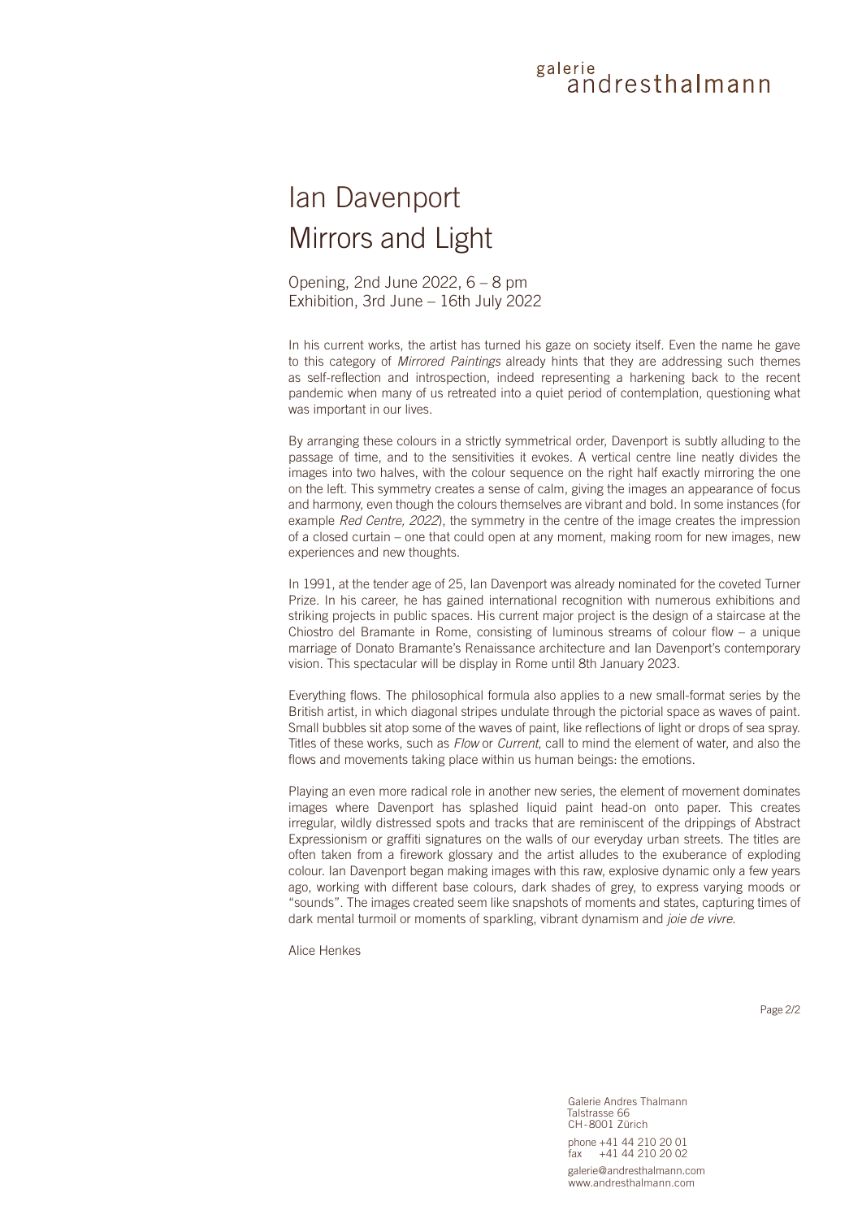# Ian Davenport
# Mirrors and Light

Opening, 2nd June 2022, 6 – 8 pm
Exhibition, 3rd June – 16th July 2022

In his current works, the artist has turned his gaze on society itself. Even the name he gave to this category of *Mirrored Paintings* already hints that they are addressing such themes as self-reflection and introspection, indeed representing a harkening back to the recent pandemic when many of us retreated into a quiet period of contemplation, questioning what was important in our lives.

By arranging these colours in a strictly symmetrical order, Davenport is subtly alluding to the passage of time, and to the sensitivities it evokes. A vertical centre line neatly divides the images into two halves, with the colour sequence on the right half exactly mirroring the one on the left. This symmetry creates a sense of calm, giving the images an appearance of focus and harmony, even though the colours themselves are vibrant and bold. In some instances (for example *Red Centre, 2022*), the symmetry in the centre of the image creates the impression of a closed curtain – one that could open at any moment, making room for new images, new experiences and new thoughts.

In 1991, at the tender age of 25, Ian Davenport was already nominated for the coveted Turner Prize. In his career, he has gained international recognition with numerous exhibitions and striking projects in public spaces. His current major project is the design of a staircase at the Chiostro del Bramante in Rome, consisting of luminous streams of colour flow – a unique marriage of Donato Bramante's Renaissance architecture and Ian Davenport's contemporary vision. This spectacular will be display in Rome until 8th January 2023.

Everything flows. The philosophical formula also applies to a new small-format series by the British artist, in which diagonal stripes undulate through the pictorial space as waves of paint. Small bubbles sit atop some of the waves of paint, like reflections of light or drops of sea spray. Titles of these works, such as *Flow* or *Current*, call to mind the element of water, and also the flows and movements taking place within us human beings: the emotions.

Playing an even more radical role in another new series, the element of movement dominates images where Davenport has splashed liquid paint head-on onto paper. This creates irregular, wildly distressed spots and tracks that are reminiscent of the drippings of Abstract Expressionism or graffiti signatures on the walls of our everyday urban streets. The titles are often taken from a firework glossary and the artist alludes to the exuberance of exploding colour. Ian Davenport began making images with this raw, explosive dynamic only a few years ago, working with different base colours, dark shades of grey, to express varying moods or "sounds". The images created seem like snapshots of moments and states, capturing times of dark mental turmoil or moments of sparkling, vibrant dynamism and *joie de vivre*.

Alice Henkes

Galerie Andres Thalmann
Talstrasse 66
CH-8001 Zürich

phone +41 44 210 20 01
fax +41 44 210 20 02

galerie@andresthalmann.com
www.andresthalmann.com